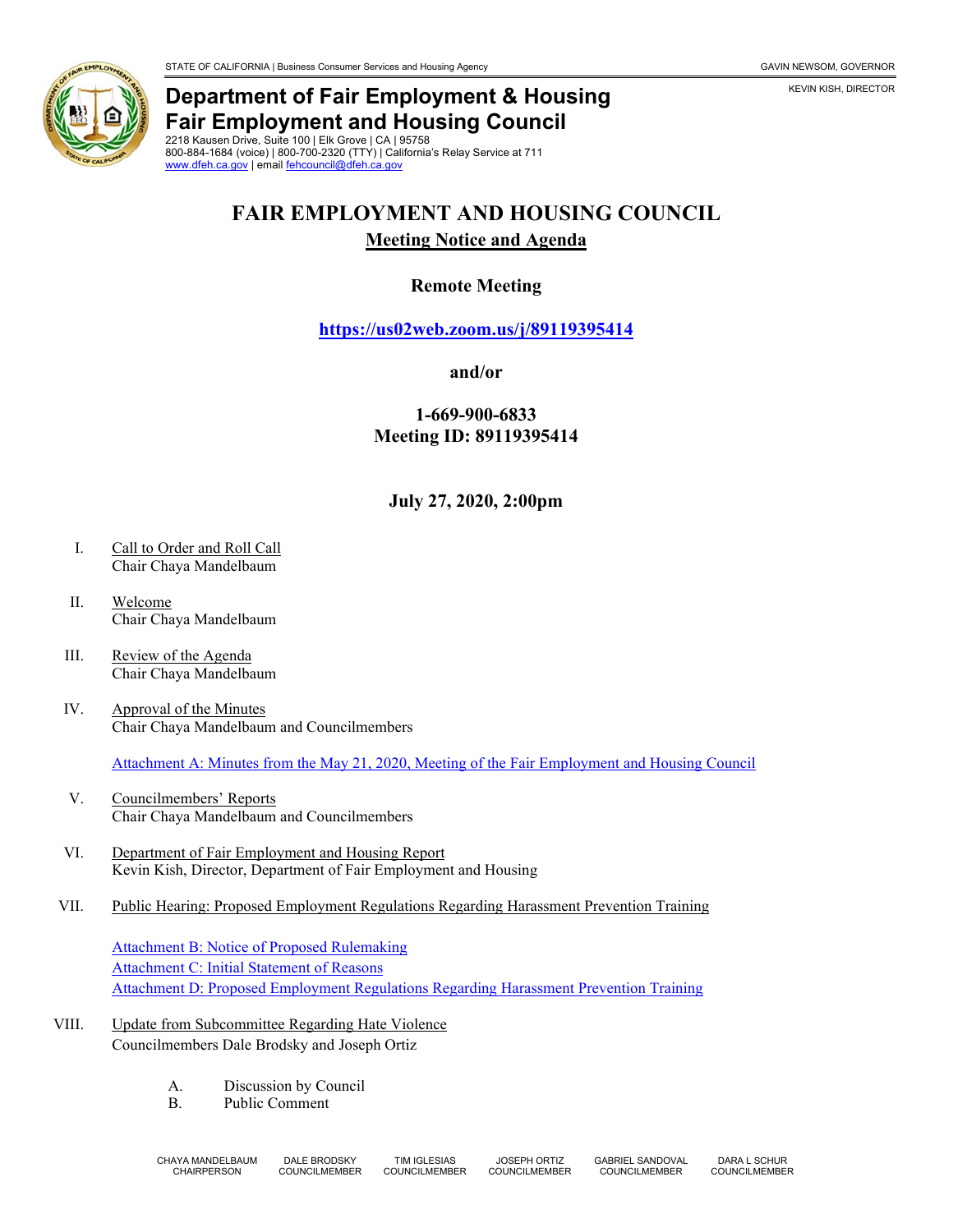STATE OF CALIFORNIA | Business Consumer Services and Housing Agency GAVIN NEWSOM, GOVERNOR

KEVIN KISH, DIRECTOR

**Department of Fair Employment & Housing**
**Fair Employment and Housing Council**
2218 Kausen Drive, Suite 100 | Elk Grove | CA | 95758
800-884-1684 (voice) | 800-700-2320 (TTY) | California's Relay Service at 711
www.dfeh.ca.gov | email fehcouncil@dfeh.ca.gov

# FAIR EMPLOYMENT AND HOUSING COUNCIL

## Meeting Notice and Agenda

**Remote Meeting**

**https://us02web.zoom.us/j/89119395414**

**and/or**

**1-669-900-6833**
**Meeting ID: 89119395414**

**July 27, 2020, 2:00pm**

I. Call to Order and Roll Call
Chair Chaya Mandelbaum

II. Welcome
Chair Chaya Mandelbaum

III. Review of the Agenda
Chair Chaya Mandelbaum

IV. Approval of the Minutes
Chair Chaya Mandelbaum and Councilmembers

Attachment A: Minutes from the May 21, 2020, Meeting of the Fair Employment and Housing Council

V. Councilmembers' Reports
Chair Chaya Mandelbaum and Councilmembers

VI. Department of Fair Employment and Housing Report
Kevin Kish, Director, Department of Fair Employment and Housing

VII. Public Hearing: Proposed Employment Regulations Regarding Harassment Prevention Training

Attachment B: Notice of Proposed Rulemaking
Attachment C: Initial Statement of Reasons
Attachment D: Proposed Employment Regulations Regarding Harassment Prevention Training

VIII. Update from Subcommittee Regarding Hate Violence
Councilmembers Dale Brodsky and Joseph Ortiz

A. Discussion by Council
B. Public Comment

CHAYA MANDELBAUM CHAIRPERSON | DALE BRODSKY COUNCILMEMBER | TIM IGLESIAS COUNCILMEMBER | JOSEPH ORTIZ COUNCILMEMBER | GABRIEL SANDOVAL COUNCILMEMBER | DARA L SCHUR COUNCILMEMBER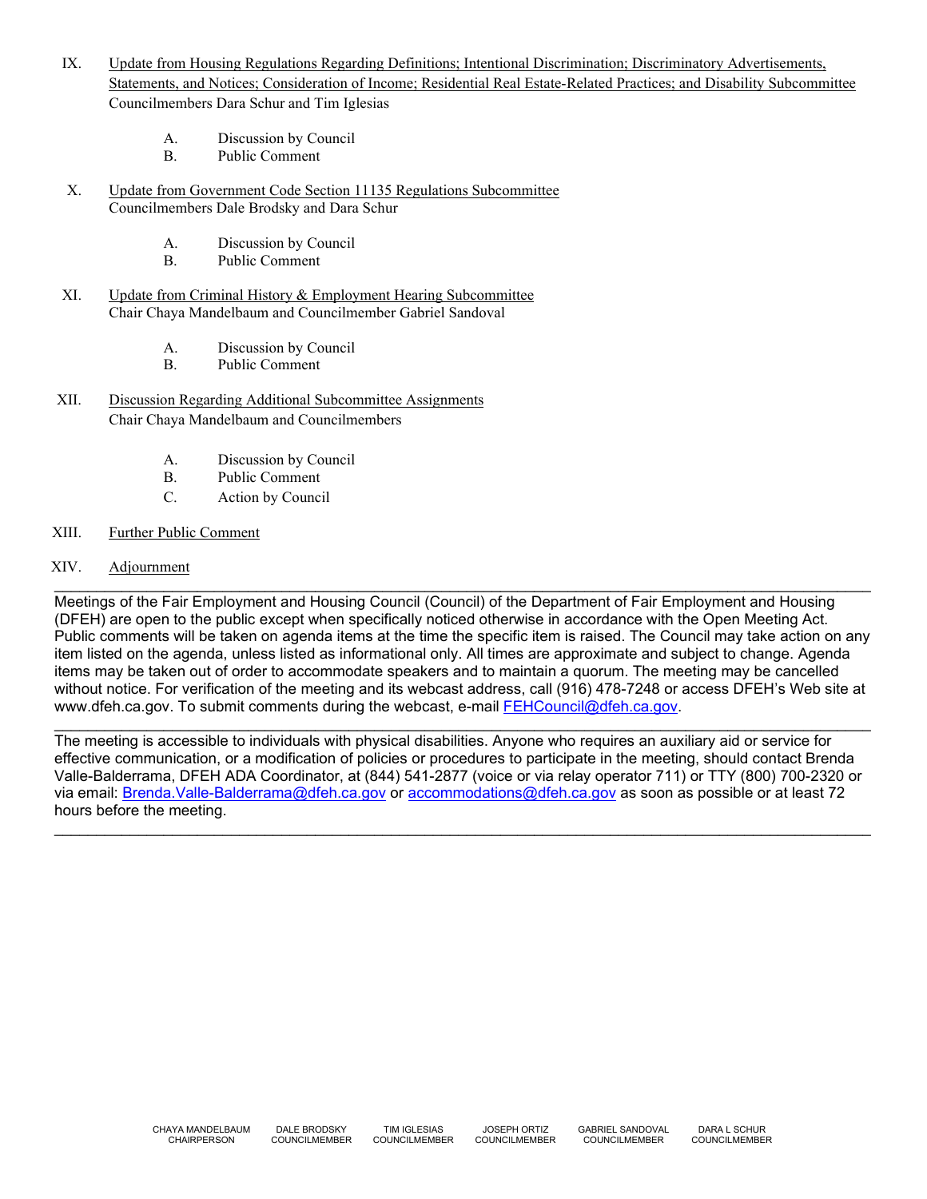IX. Update from Housing Regulations Regarding Definitions; Intentional Discrimination; Discriminatory Advertisements, Statements, and Notices; Consideration of Income; Residential Real Estate-Related Practices; and Disability Subcommittee
Councilmembers Dara Schur and Tim Iglesias

   A. Discussion by Council
   B. Public Comment

X. Update from Government Code Section 11135 Regulations Subcommittee
Councilmembers Dale Brodsky and Dara Schur

   A. Discussion by Council
   B. Public Comment

XI. Update from Criminal History & Employment Hearing Subcommittee
Chair Chaya Mandelbaum and Councilmember Gabriel Sandoval

   A. Discussion by Council
   B. Public Comment

XII. Discussion Regarding Additional Subcommittee Assignments
Chair Chaya Mandelbaum and Councilmembers

   A. Discussion by Council
   B. Public Comment
   C. Action by Council

XIII. Further Public Comment

XIV. Adjournment

---

Meetings of the Fair Employment and Housing Council (Council) of the Department of Fair Employment and Housing (DFEH) are open to the public except when specifically noticed otherwise in accordance with the Open Meeting Act. Public comments will be taken on agenda items at the time the specific item is raised. The Council may take action on any item listed on the agenda, unless listed as informational only. All times are approximate and subject to change. Agenda items may be taken out of order to accommodate speakers and to maintain a quorum. The meeting may be cancelled without notice. For verification of the meeting and its webcast address, call (916) 478-7248 or access DFEH's Web site at www.dfeh.ca.gov. To submit comments during the webcast, e-mail FEHCouncil@dfeh.ca.gov.

---

The meeting is accessible to individuals with physical disabilities. Anyone who requires an auxiliary aid or service for effective communication, or a modification of policies or procedures to participate in the meeting, should contact Brenda Valle-Balderrama, DFEH ADA Coordinator, at (844) 541-2877 (voice or via relay operator 711) or TTY (800) 700-2320 or via email: Brenda.Valle-Balderrama@dfeh.ca.gov or accommodations@dfeh.ca.gov as soon as possible or at least 72 hours before the meeting.

---

| | | | | | |
|---|---|---|---|---|---|
| CHAYA MANDELBAUM<br>CHAIRPERSON | DALE BRODSKY<br>COUNCILMEMBER | TIM IGLESIAS<br>COUNCILMEMBER | JOSEPH ORTIZ<br>COUNCILMEMBER | GABRIEL SANDOVAL<br>COUNCILMEMBER | DARA L SCHUR<br>COUNCILMEMBER |